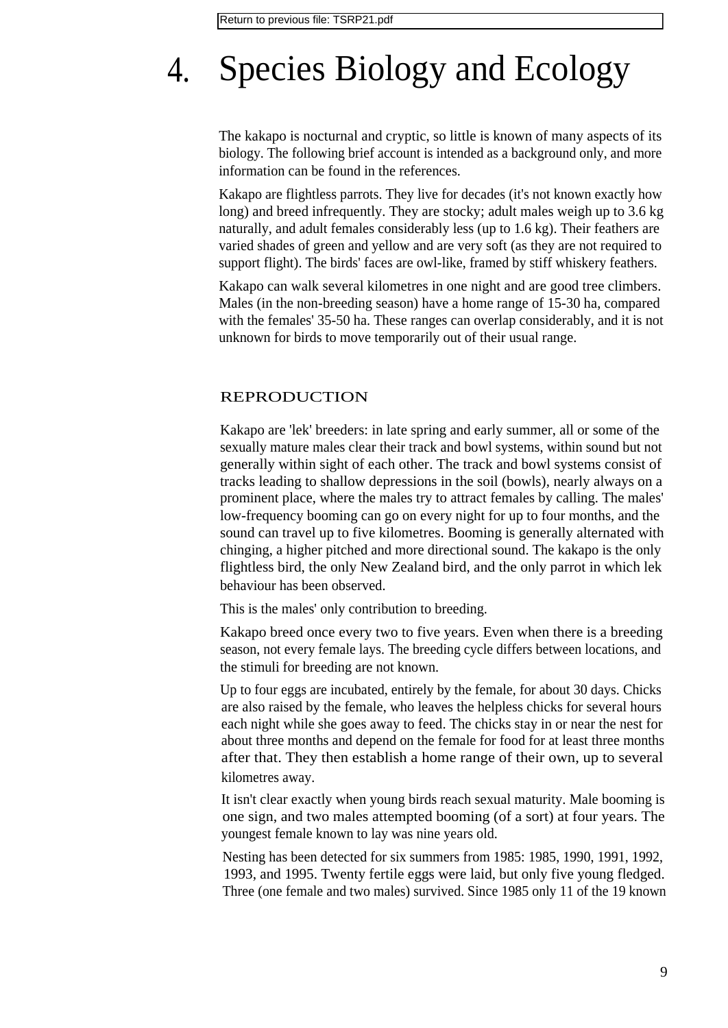Return to previous file: TSRP21.pdf

# 4. Species Biology and Ecology

The kakapo is nocturnal and cryptic, so little is known of many aspects of its biology. The following brief account is intended as a background only, and more information can be found in the references.

Kakapo are flightless parrots. They live for decades (it's not known exactly how long) and breed infrequently. They are stocky; adult males weigh up to 3.6 kg naturally, and adult females considerably less (up to 1.6 kg). Their feathers are varied shades of green and yellow and are very soft (as they are not required to support flight). The birds' faces are owl-like, framed by stiff whiskery feathers.

Kakapo can walk several kilometres in one night and are good tree climbers. Males (in the non-breeding season) have a home range of 15-30 ha, compared with the females' 35-50 ha. These ranges can overlap considerably, and it is not unknown for birds to move temporarily out of their usual range.

## REPRODUCTION

Kakapo are 'lek' breeders: in late spring and early summer, all or some of the sexually mature males clear their track and bowl systems, within sound but not generally within sight of each other. The track and bowl systems consist of tracks leading to shallow depressions in the soil (bowls), nearly always on a prominent place, where the males try to attract females by calling. The males' low-frequency booming can go on every night for up to four months, and the sound can travel up to five kilometres. Booming is generally alternated with chinging, a higher pitched and more directional sound. The kakapo is the only flightless bird, the only New Zealand bird, and the only parrot in which lek behaviour has been observed.

This is the males' only contribution to breeding.

Kakapo breed once every two to five years. Even when there is a breeding season, not every female lays. The breeding cycle differs between locations, and the stimuli for breeding are not known.

Up to four eggs are incubated, entirely by the female, for about 30 days. Chicks are also raised by the female, who leaves the helpless chicks for several hours each night while she goes away to feed. The chicks stay in or near the nest for about three months and depend on the female for food for at least three months after that. They then establish a home range of their own, up to several kilometres away.

It isn't clear exactly when young birds reach sexual maturity. Male booming is one sign, and two males attempted booming (of a sort) at four years. The youngest female known to lay was nine years old.

Nesting has been detected for six summers from 1985: 1985, 1990, 1991, 1992, 1993, and 1995. Twenty fertile eggs were laid, but only five young fledged. Three (one female and two males) survived. Since 1985 only 11 of the 19 known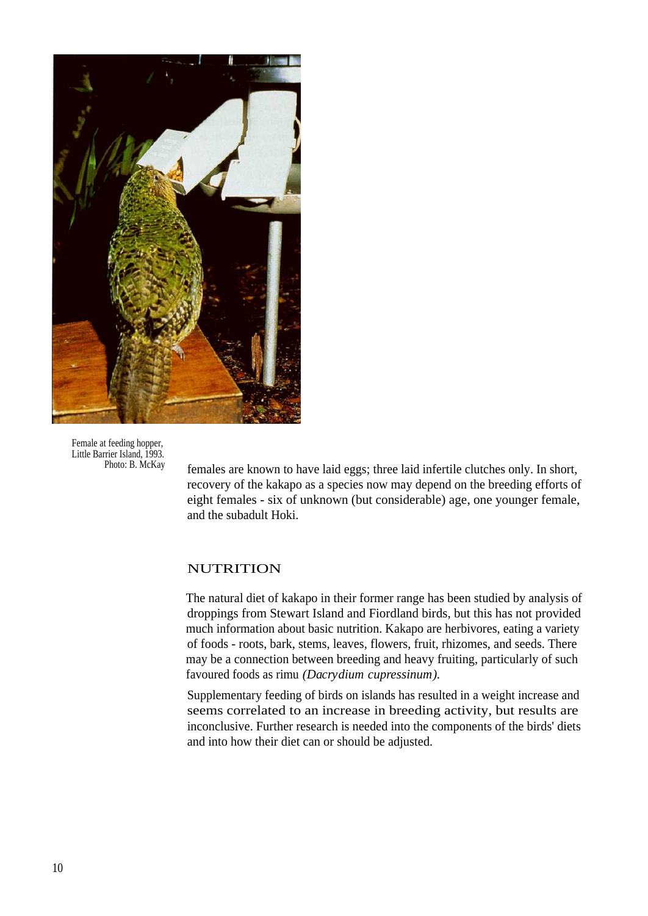Female at feeding hopper, Little Barrier Island, 1993. Photo: B. McKay

females are known to have laid eggs; three laid infertile clutches only. In short, recovery of the kakapo as a species now may depend on the breeding efforts of eight females - six of unknown (but considerable) age, one younger female, and the subadult Hoki.

## NUTRITION

The natural diet of kakapo in their former range has been studied by analysis of droppings from Stewart Island and Fiordland birds, but this has not provided much information about basic nutrition. Kakapo are herbivores, eating a variety of foods - roots, bark, stems, leaves, flowers, fruit, rhizomes, and seeds. There may be a connection between breeding and heavy fruiting, particularly of such favoured foods as rimu *(Dacrydium cupressinum).*

Supplementary feeding of birds on islands has resulted in a weight increase and seems correlated to an increase in breeding activity, but results are inconclusive. Further research is needed into the components of the birds' diets and into how their diet can or should be adjusted.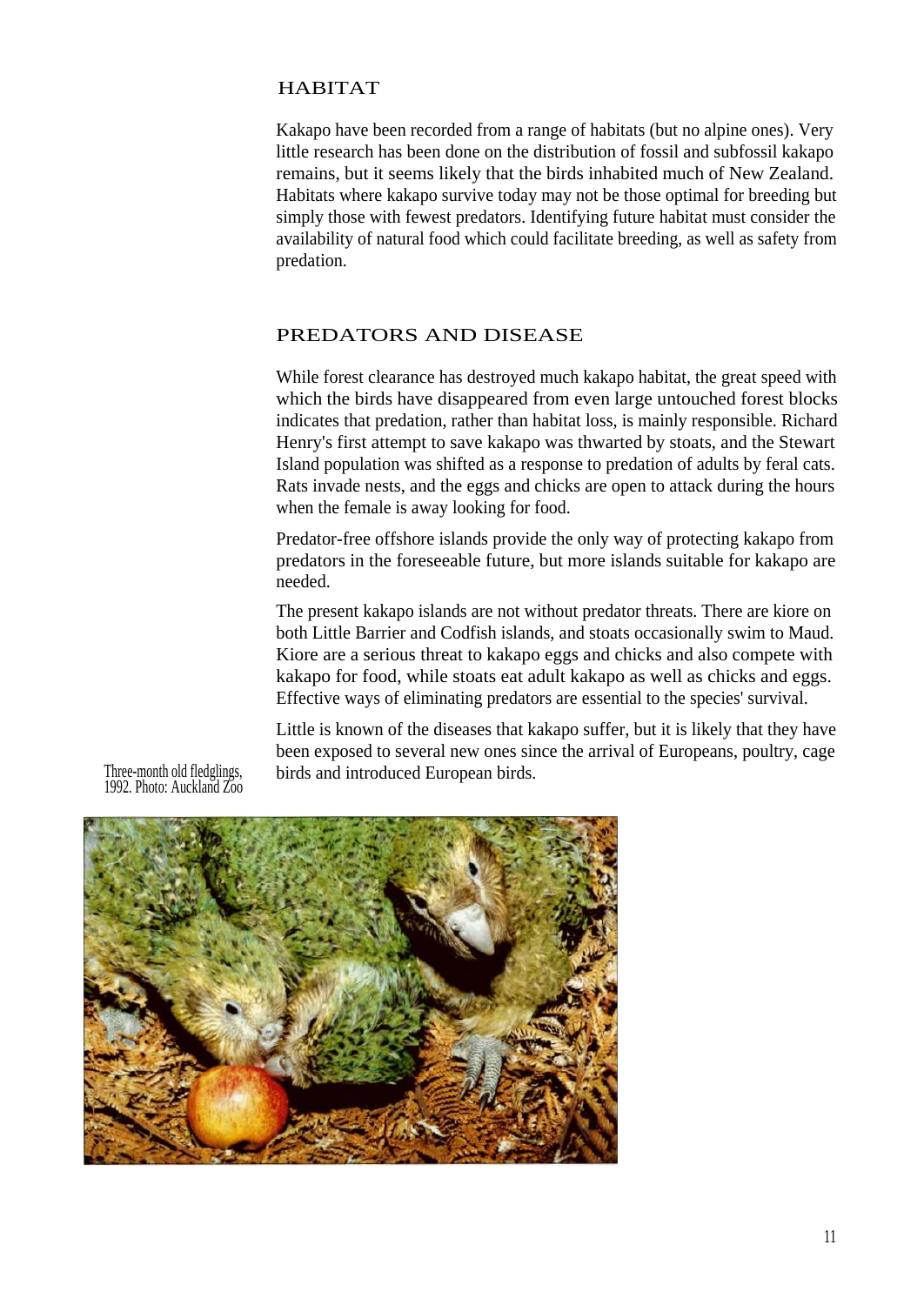## HABITAT

Kakapo have been recorded from a range of habitats (but no alpine ones). Very little research has been done on the distribution of fossil and subfossil kakapo remains, but it seems likely that the birds inhabited much of New Zealand. Habitats where kakapo survive today may not be those optimal for breeding but simply those with fewest predators. Identifying future habitat must consider the availability of natural food which could facilitate breeding, as well as safety from predation.

## PREDATORS AND DISEASE

While forest clearance has destroyed much kakapo habitat, the great speed with which the birds have disappeared from even large untouched forest blocks indicates that predation, rather than habitat loss, is mainly responsible. Richard Henry's first attempt to save kakapo was thwarted by stoats, and the Stewart Island population was shifted as a response to predation of adults by feral cats. Rats invade nests, and the eggs and chicks are open to attack during the hours when the female is away looking for food.

Predator-free offshore islands provide the only way of protecting kakapo from predators in the foreseeable future, but more islands suitable for kakapo are needed.

The present kakapo islands are not without predator threats. There are kiore on both Little Barrier and Codfish islands, and stoats occasionally swim to Maud. Kiore are a serious threat to kakapo eggs and chicks and also compete with kakapo for food, while stoats eat adult kakapo as well as chicks and eggs. Effective ways of eliminating predators are essential to the species' survival.

Little is known of the diseases that kakapo suffer, but it is likely that they have been exposed to several new ones since the arrival of Europeans, poultry, cage birds and introduced European birds.

Three-month old fledglings, 1992. Photo: Auckland Zoo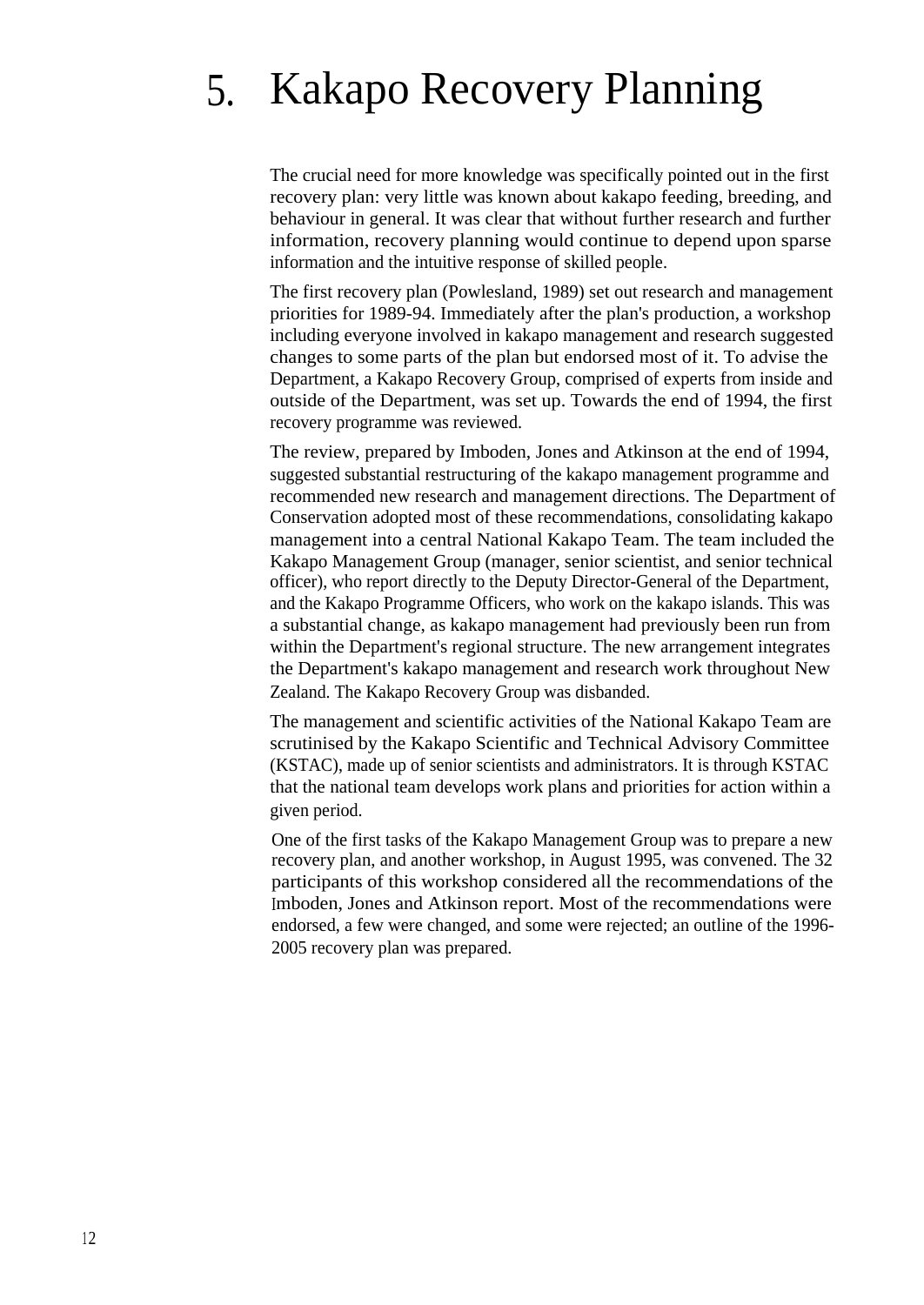# 5. Kakapo Recovery Planning

The crucial need for more knowledge was specifically pointed out in the first recovery plan: very little was known about kakapo feeding, breeding, and behaviour in general. It was clear that without further research and further information, recovery planning would continue to depend upon sparse information and the intuitive response of skilled people.

The first recovery plan (Powlesland, 1989) set out research and management priorities for 1989-94. Immediately after the plan's production, a workshop including everyone involved in kakapo management and research suggested changes to some parts of the plan but endorsed most of it. To advise the Department, a Kakapo Recovery Group, comprised of experts from inside and outside of the Department, was set up. Towards the end of 1994, the first recovery programme was reviewed.

The review, prepared by Imboden, Jones and Atkinson at the end of 1994, suggested substantial restructuring of the kakapo management programme and recommended new research and management directions. The Department of Conservation adopted most of these recommendations, consolidating kakapo management into a central National Kakapo Team. The team included the Kakapo Management Group (manager, senior scientist, and senior technical officer), who report directly to the Deputy Director-General of the Department, and the Kakapo Programme Officers, who work on the kakapo islands. This was a substantial change, as kakapo management had previously been run from within the Department's regional structure. The new arrangement integrates the Department's kakapo management and research work throughout New Zealand. The Kakapo Recovery Group was disbanded.

The management and scientific activities of the National Kakapo Team are scrutinised by the Kakapo Scientific and Technical Advisory Committee (KSTAC), made up of senior scientists and administrators. It is through KSTAC that the national team develops work plans and priorities for action within a given period.

One of the first tasks of the Kakapo Management Group was to prepare a new recovery plan, and another workshop, in August 1995, was convened. The 32 participants of this workshop considered all the recommendations of the Imboden, Jones and Atkinson report. Most of the recommendations were endorsed, a few were changed, and some were rejected; an outline of the 1996-2005 recovery plan was prepared.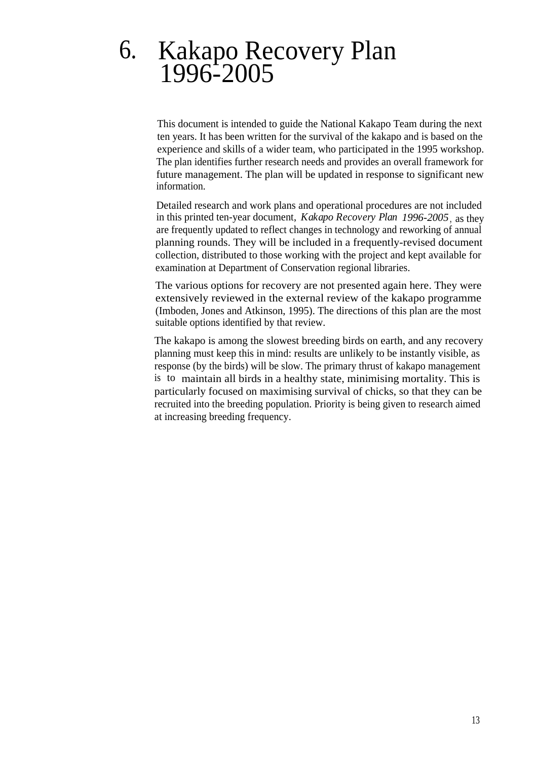# 6. Kakapo Recovery Plan 1996-2005

This document is intended to guide the National Kakapo Team during the next ten years. It has been written for the survival of the kakapo and is based on the experience and skills of a wider team, who participated in the 1995 workshop. The plan identifies further research needs and provides an overall framework for future management. The plan will be updated in response to significant new information.

Detailed research and work plans and operational procedures are not included in this printed ten-year document, *Kakapo Recovery Plan 1996-2005*, as they are frequently updated to reflect changes in technology and reworking of annual planning rounds. They will be included in a frequently-revised document collection, distributed to those working with the project and kept available for examination at Department of Conservation regional libraries.

The various options for recovery are not presented again here. They were extensively reviewed in the external review of the kakapo programme (Imboden, Jones and Atkinson, 1995). The directions of this plan are the most suitable options identified by that review.

The kakapo is among the slowest breeding birds on earth, and any recovery planning must keep this in mind: results are unlikely to be instantly visible, as response (by the birds) will be slow. The primary thrust of kakapo management is to maintain all birds in a healthy state, minimising mortality. This is particularly focused on maximising survival of chicks, so that they can be recruited into the breeding population. Priority is being given to research aimed at increasing breeding frequency.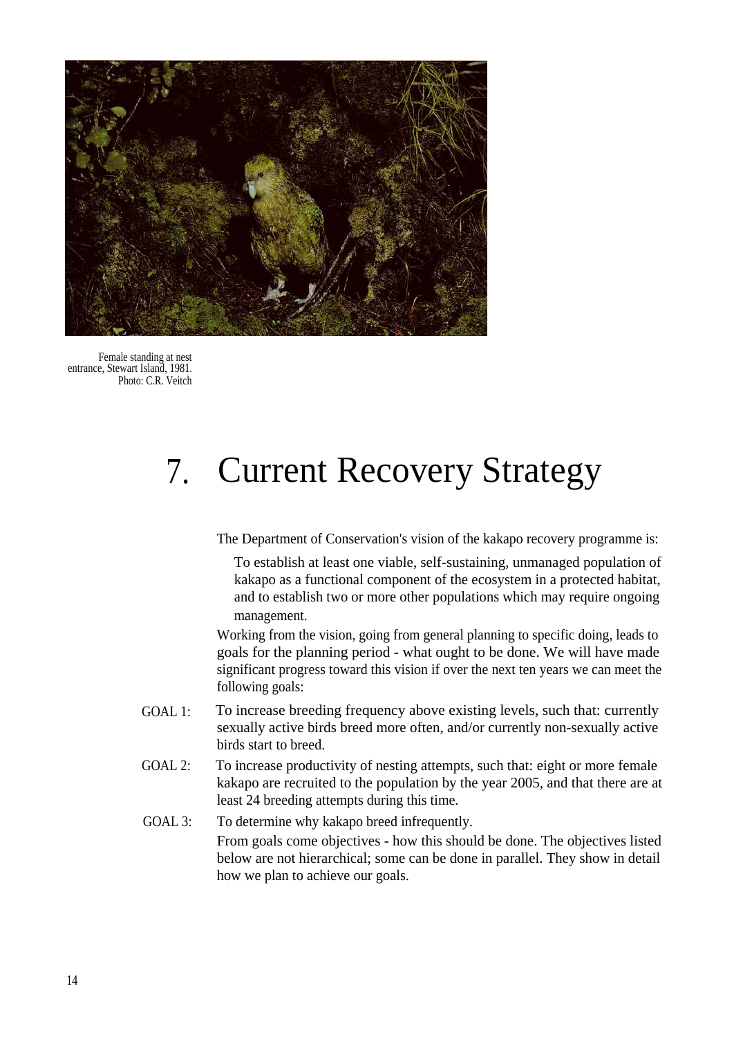Female standing at nest entrance, Stewart Island, 1981. Photo: C.R. Veitch

# 7. Current Recovery Strategy

The Department of Conservation's vision of the kakapo recovery programme is:

> To establish at least one viable, self-sustaining, unmanaged population of kakapo as a functional component of the ecosystem in a protected habitat, and to establish two or more other populations which may require ongoing management.

Working from the vision, going from general planning to specific doing, leads to goals for the planning period - what ought to be done. We will have made significant progress toward this vision if over the next ten years we can meet the following goals:

GOAL 1: To increase breeding frequency above existing levels, such that: currently sexually active birds breed more often, and/or currently non-sexually active birds start to breed.

GOAL 2: To increase productivity of nesting attempts, such that: eight or more female kakapo are recruited to the population by the year 2005, and that there are at least 24 breeding attempts during this time.

GOAL 3: To determine why kakapo breed infrequently.

From goals come objectives - how this should be done. The objectives listed below are not hierarchical; some can be done in parallel. They show in detail how we plan to achieve our goals.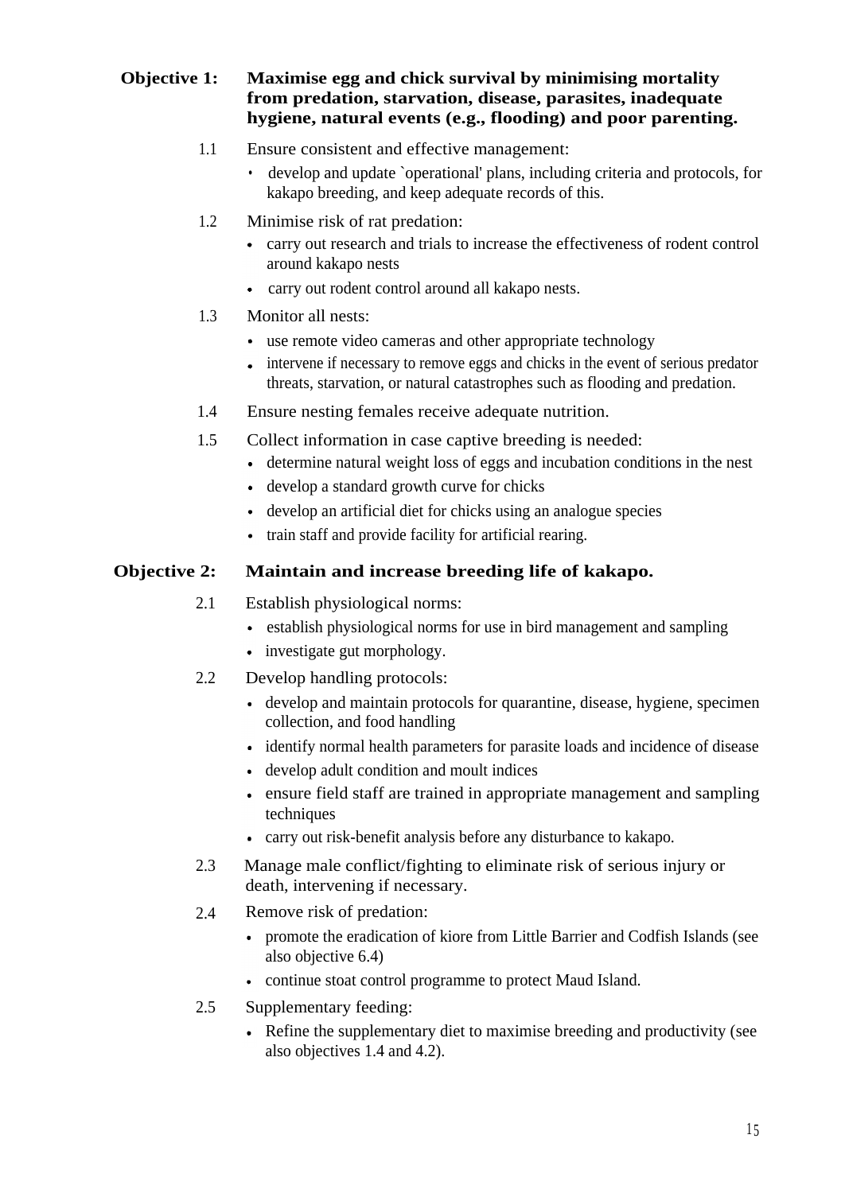**Objective 1: Maximise egg and chick survival by minimising mortality from predation, starvation, disease, parasites, inadequate hygiene, natural events (e.g., flooding) and poor parenting.**

1.1 Ensure consistent and effective management:

- develop and update `operational' plans, including criteria and protocols, for kakapo breeding, and keep adequate records of this.

1.2 Minimise risk of rat predation:

- carry out research and trials to increase the effectiveness of rodent control around kakapo nests
- carry out rodent control around all kakapo nests.

1.3 Monitor all nests:

- use remote video cameras and other appropriate technology
- intervene if necessary to remove eggs and chicks in the event of serious predator threats, starvation, or natural catastrophes such as flooding and predation.

1.4 Ensure nesting females receive adequate nutrition.

1.5 Collect information in case captive breeding is needed:

- determine natural weight loss of eggs and incubation conditions in the nest
- develop a standard growth curve for chicks
- develop an artificial diet for chicks using an analogue species
- train staff and provide facility for artificial rearing.

**Objective 2: Maintain and increase breeding life of kakapo.**

2.1 Establish physiological norms:

- establish physiological norms for use in bird management and sampling
- investigate gut morphology.

2.2 Develop handling protocols:

- develop and maintain protocols for quarantine, disease, hygiene, specimen collection, and food handling
- identify normal health parameters for parasite loads and incidence of disease
- develop adult condition and moult indices
- ensure field staff are trained in appropriate management and sampling techniques
- carry out risk-benefit analysis before any disturbance to kakapo.

2.3 Manage male conflict/fighting to eliminate risk of serious injury or death, intervening if necessary.

2.4 Remove risk of predation:

- promote the eradication of kiore from Little Barrier and Codfish Islands (see also objective 6.4)
- continue stoat control programme to protect Maud Island.

2.5 Supplementary feeding:

- Refine the supplementary diet to maximise breeding and productivity (see also objectives 1.4 and 4.2).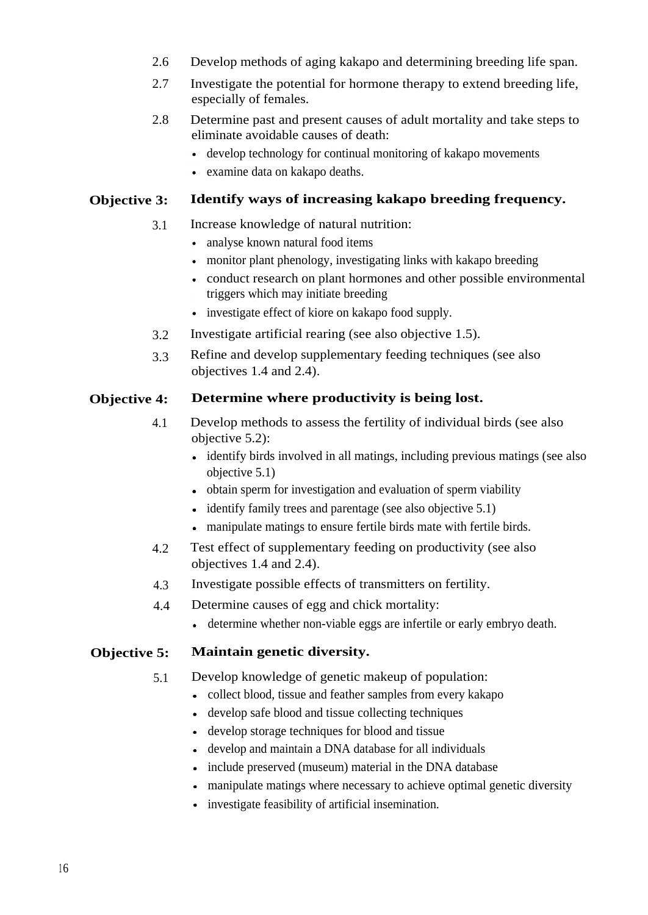2.6 Develop methods of aging kakapo and determining breeding life span.

2.7 Investigate the potential for hormone therapy to extend breeding life, especially of females.

2.8 Determine past and present causes of adult mortality and take steps to eliminate avoidable causes of death:

- develop technology for continual monitoring of kakapo movements
- examine data on kakapo deaths.

**Objective 3: Identify ways of increasing kakapo breeding frequency.**

3.1 Increase knowledge of natural nutrition:

- analyse known natural food items
- monitor plant phenology, investigating links with kakapo breeding
- conduct research on plant hormones and other possible environmental triggers which may initiate breeding
- investigate effect of kiore on kakapo food supply.

3.2 Investigate artificial rearing (see also objective 1.5).

3.3 Refine and develop supplementary feeding techniques (see also objectives 1.4 and 2.4).

**Objective 4: Determine where productivity is being lost.**

4.1 Develop methods to assess the fertility of individual birds (see also objective 5.2):

- identify birds involved in all matings, including previous matings (see also objective 5.1)
- obtain sperm for investigation and evaluation of sperm viability
- identify family trees and parentage (see also objective 5.1)
- manipulate matings to ensure fertile birds mate with fertile birds.

4.2 Test effect of supplementary feeding on productivity (see also objectives 1.4 and 2.4).

4.3 Investigate possible effects of transmitters on fertility.

4.4 Determine causes of egg and chick mortality:

- determine whether non-viable eggs are infertile or early embryo death.

**Objective 5: Maintain genetic diversity.**

5.1 Develop knowledge of genetic makeup of population:

- collect blood, tissue and feather samples from every kakapo
- develop safe blood and tissue collecting techniques
- develop storage techniques for blood and tissue
- develop and maintain a DNA database for all individuals
- include preserved (museum) material in the DNA database
- manipulate matings where necessary to achieve optimal genetic diversity
- investigate feasibility of artificial insemination.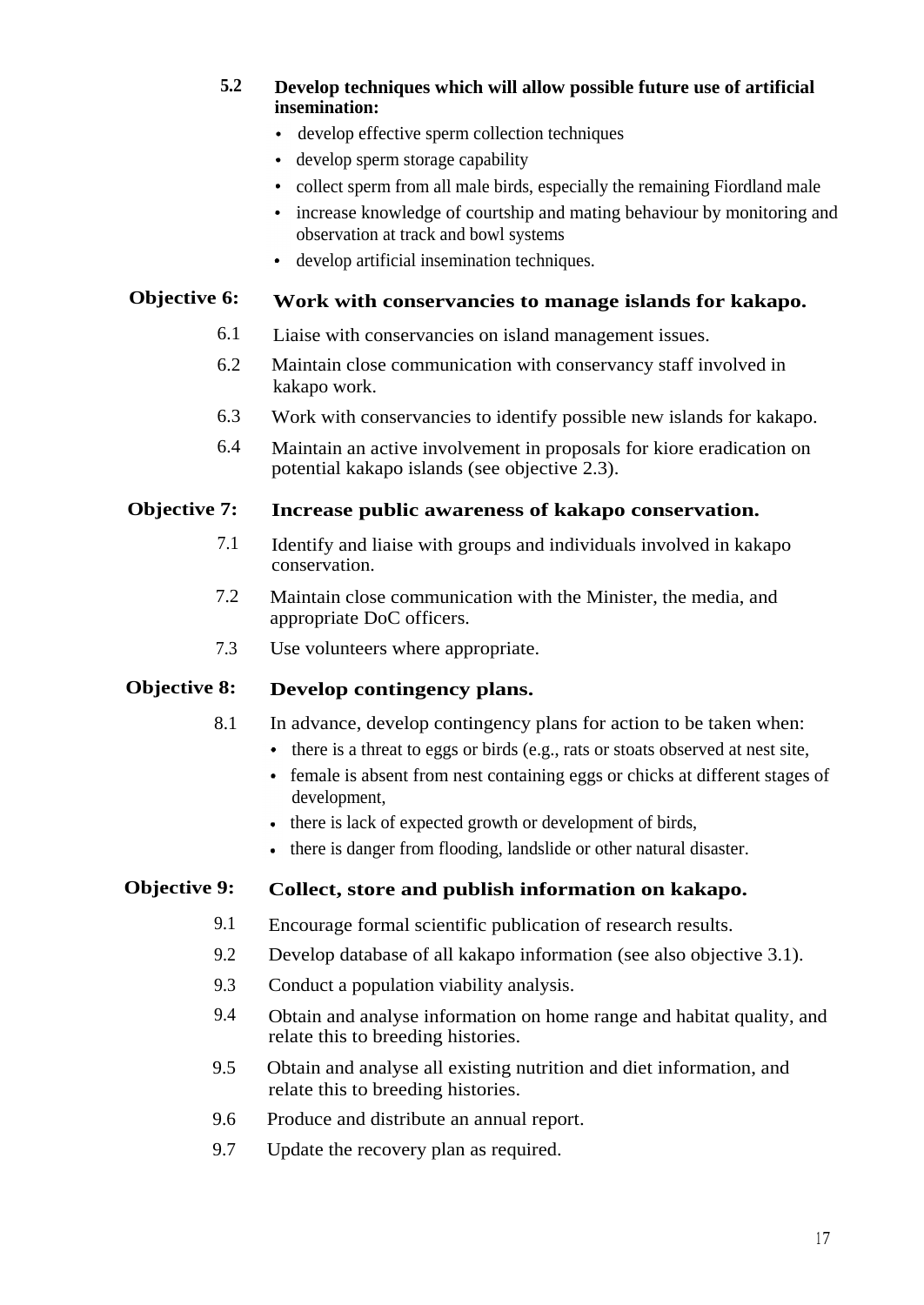**5.2 Develop techniques which will allow possible future use of artificial insemination:**

- develop effective sperm collection techniques
- develop sperm storage capability
- collect sperm from all male birds, especially the remaining Fiordland male
- increase knowledge of courtship and mating behaviour by monitoring and observation at track and bowl systems
- develop artificial insemination techniques.

## Objective 6: Work with conservancies to manage islands for kakapo.

6.1 Liaise with conservancies on island management issues.

6.2 Maintain close communication with conservancy staff involved in kakapo work.

6.3 Work with conservancies to identify possible new islands for kakapo.

6.4 Maintain an active involvement in proposals for kiore eradication on potential kakapo islands (see objective 2.3).

## Objective 7: Increase public awareness of kakapo conservation.

7.1 Identify and liaise with groups and individuals involved in kakapo conservation.

7.2 Maintain close communication with the Minister, the media, and appropriate DoC officers.

7.3 Use volunteers where appropriate.

## Objective 8: Develop contingency plans.

8.1 In advance, develop contingency plans for action to be taken when:

- there is a threat to eggs or birds (e.g., rats or stoats observed at nest site,
- female is absent from nest containing eggs or chicks at different stages of development,
- there is lack of expected growth or development of birds,
- there is danger from flooding, landslide or other natural disaster.

## Objective 9: Collect, store and publish information on kakapo.

9.1 Encourage formal scientific publication of research results.

9.2 Develop database of all kakapo information (see also objective 3.1).

9.3 Conduct a population viability analysis.

9.4 Obtain and analyse information on home range and habitat quality, and relate this to breeding histories.

9.5 Obtain and analyse all existing nutrition and diet information, and relate this to breeding histories.

9.6 Produce and distribute an annual report.

9.7 Update the recovery plan as required.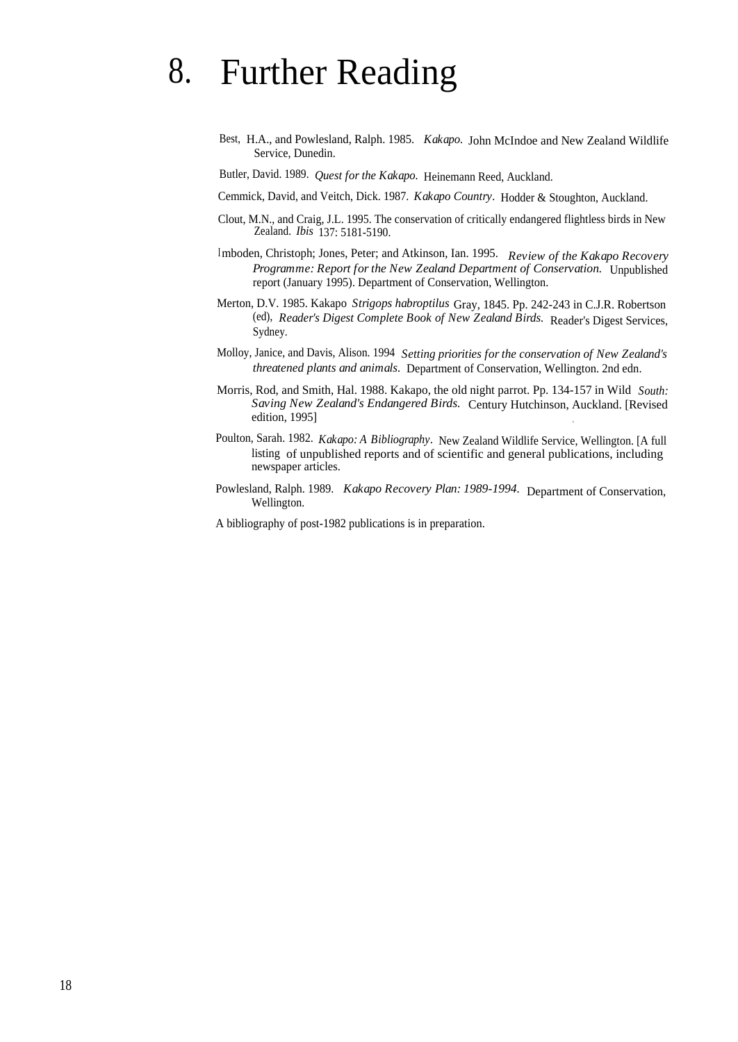# 8. Further Reading

Best, H.A., and Powlesland, Ralph. 1985. *Kakapo.* John McIndoe and New Zealand Wildlife Service, Dunedin.

Butler, David. 1989. *Quest for the Kakapo.* Heinemann Reed, Auckland.

Cemmick, David, and Veitch, Dick. 1987. *Kakapo Country*. Hodder & Stoughton, Auckland.

Clout, M.N., and Craig, J.L. 1995. The conservation of critically endangered flightless birds in New Zealand. *Ibis* 137: 5181-5190.

Imboden, Christoph; Jones, Peter; and Atkinson, Ian. 1995. *Review of the Kakapo Recovery Programme: Report for the New Zealand Department of Conservation.* Unpublished report (January 1995). Department of Conservation, Wellington.

Merton, D.V. 1985. Kakapo *Strigops habroptilus* Gray, 1845. Pp. 242-243 in C.J.R. Robertson (ed), *Reader's Digest Complete Book of New Zealand Birds.* Reader's Digest Services, Sydney.

Molloy, Janice, and Davis, Alison. 1994 *Setting priorities for the conservation of New Zealand's threatened plants and animals.* Department of Conservation, Wellington. 2nd edn.

Morris, Rod, and Smith, Hal. 1988. Kakapo, the old night parrot. Pp. 134-157 in Wild *South: Saving New Zealand's Endangered Birds.* Century Hutchinson, Auckland. [Revised edition, 1995]

Poulton, Sarah. 1982. *Kakapo: A Bibliography*. New Zealand Wildlife Service, Wellington. [A full listing of unpublished reports and of scientific and general publications, including newspaper articles.

Powlesland, Ralph. 1989. *Kakapo Recovery Plan: 1989-1994.* Department of Conservation, Wellington.

A bibliography of post-1982 publications is in preparation.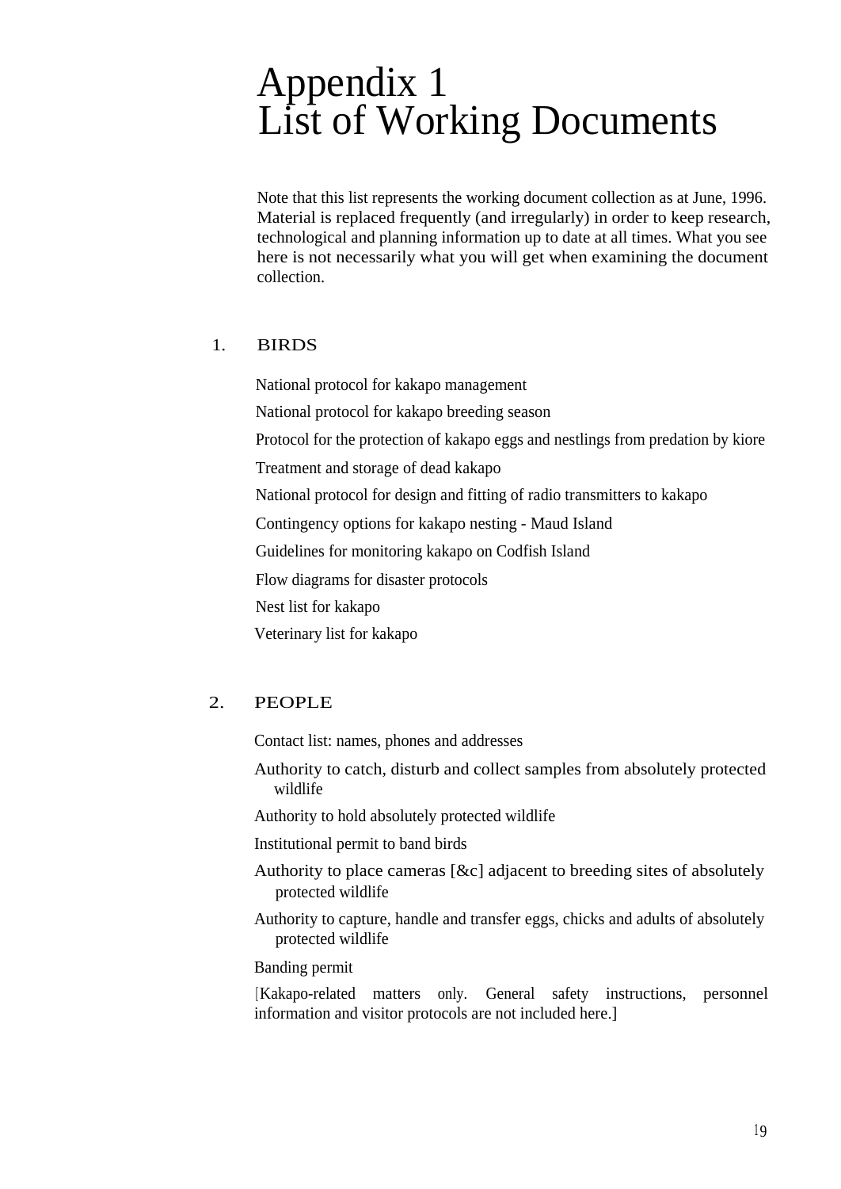# Appendix 1
# List of Working Documents

Note that this list represents the working document collection as at June, 1996. Material is replaced frequently (and irregularly) in order to keep research, technological and planning information up to date at all times. What you see here is not necessarily what you will get when examining the document collection.

## 1. BIRDS

National protocol for kakapo management

National protocol for kakapo breeding season

Protocol for the protection of kakapo eggs and nestlings from predation by kiore

Treatment and storage of dead kakapo

National protocol for design and fitting of radio transmitters to kakapo

Contingency options for kakapo nesting - Maud Island

Guidelines for monitoring kakapo on Codfish Island

Flow diagrams for disaster protocols

Nest list for kakapo

Veterinary list for kakapo

## 2. PEOPLE

Contact list: names, phones and addresses

Authority to catch, disturb and collect samples from absolutely protected wildlife

Authority to hold absolutely protected wildlife

Institutional permit to band birds

Authority to place cameras [&c] adjacent to breeding sites of absolutely protected wildlife

Authority to capture, handle and transfer eggs, chicks and adults of absolutely protected wildlife

Banding permit

[Kakapo-related matters only. General safety instructions, personnel information and visitor protocols are not included here.]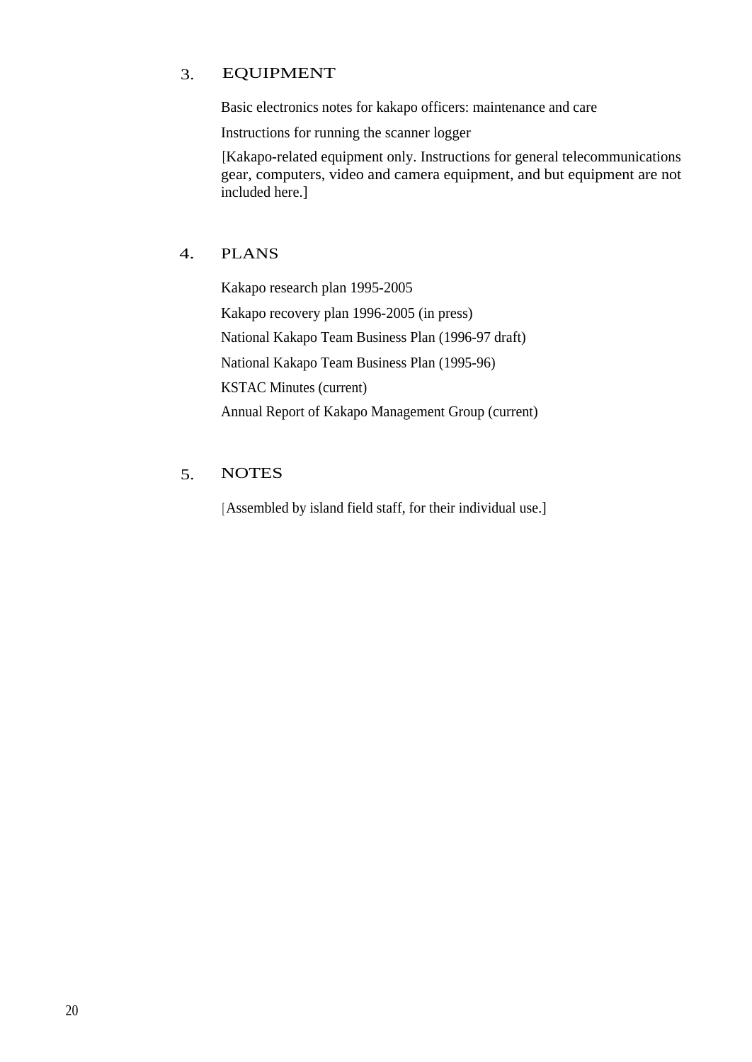## 3. EQUIPMENT

Basic electronics notes for kakapo officers: maintenance and care

Instructions for running the scanner logger

[Kakapo-related equipment only. Instructions for general telecommunications gear, computers, video and camera equipment, and but equipment are not included here.]

## 4. PLANS

Kakapo research plan 1995-2005

Kakapo recovery plan 1996-2005 (in press)

National Kakapo Team Business Plan (1996-97 draft)

National Kakapo Team Business Plan (1995-96)

KSTAC Minutes (current)

Annual Report of Kakapo Management Group (current)

## 5. NOTES

[Assembled by island field staff, for their individual use.]